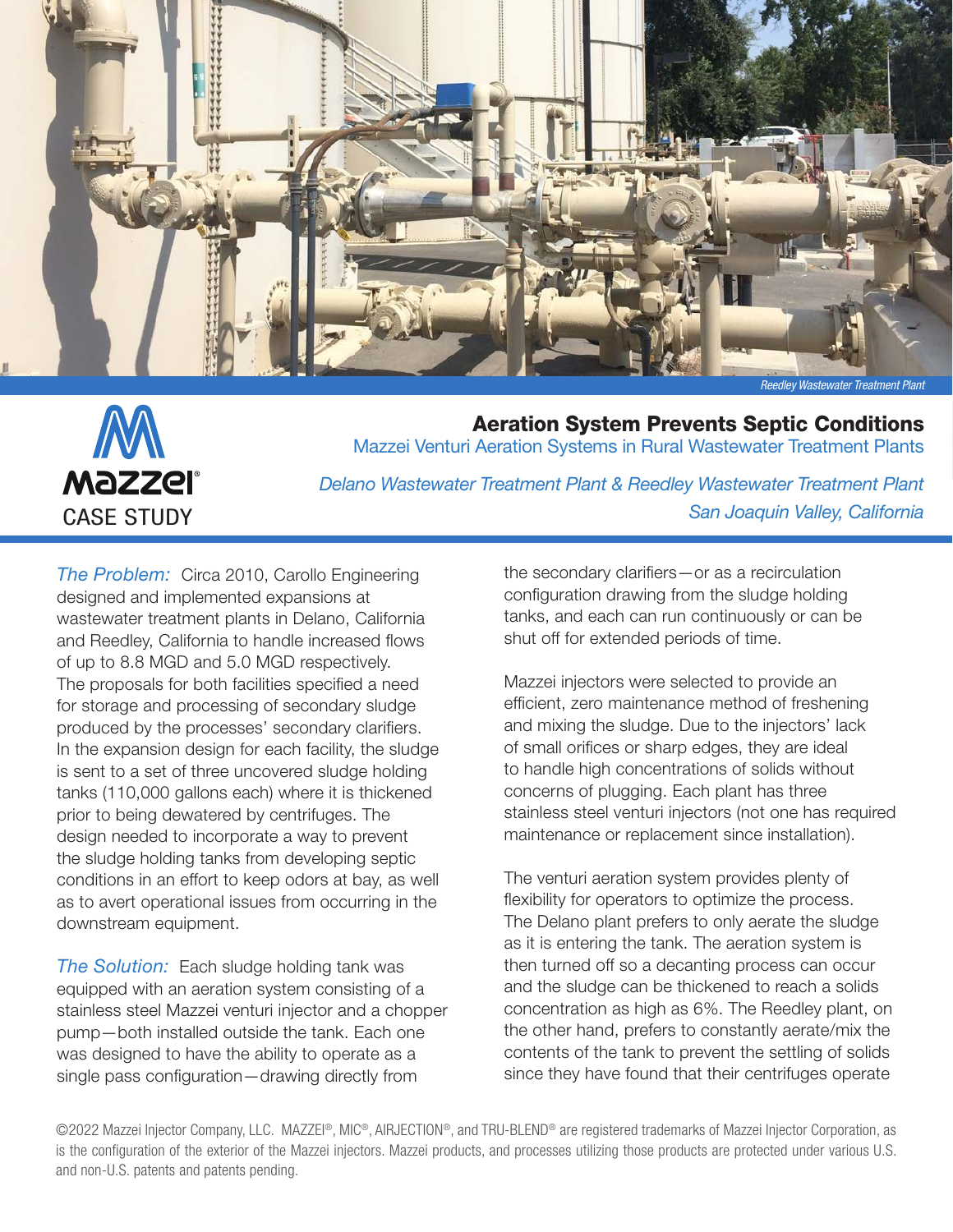Reedley Wastewater Treatment Plant

**Mazzei**
CASE STUDY

# Aration System Prevents Septic Conditions

## Mazzei Venturi Aeration Systems in Rural Wastewater Treatment Plants

*Delano Wastewater Treatment Plant & Reedley Wastewater Treatment Plant*
*San Joaquin Valley, California*

*The Problem:* Circa 2010, Carollo Engineering designed and implemented expansions at wastewater treatment plants in Delano, California and Reedley, California to handle increased flows of up to 8.8 MGD and 5.0 MGD respectively. The proposals for both facilities specified a need for storage and processing of secondary sludge produced by the processes' secondary clarifiers. In the expansion design for each facility, the sludge is sent to a set of three uncovered sludge holding tanks (110,000 gallons each) where it is thickened prior to being dewatered by centrifuges. The design needed to incorporate a way to prevent the sludge holding tanks from developing septic conditions in an effort to keep odors at bay, as well as to avert operational issues from occurring in the downstream equipment.

*The Solution:* Each sludge holding tank was equipped with an aeration system consisting of a stainless steel Mazzei venturi injector and a chopper pump—both installed outside the tank. Each one was designed to have the ability to operate as a single pass configuration—drawing directly from the secondary clarifiers—or as a recirculation configuration drawing from the sludge holding tanks, and each can run continuously or can be shut off for extended periods of time.

Mazzei injectors were selected to provide an efficient, zero maintenance method of freshening and mixing the sludge. Due to the injectors' lack of small orifices or sharp edges, they are ideal to handle high concentrations of solids without concerns of plugging. Each plant has three stainless steel venturi injectors (not one has required maintenance or replacement since installation).

The venturi aeration system provides plenty of flexibility for operators to optimize the process. The Delano plant prefers to only aerate the sludge as it is entering the tank. The aeration system is then turned off so a decanting process can occur and the sludge can be thickened to reach a solids concentration as high as 6%. The Reedley plant, on the other hand, prefers to constantly aerate/mix the contents of the tank to prevent the settling of solids since they have found that their centrifuges operate

©2022 Mazzei Injector Company, LLC. MAZZEI®, MIC®, AIRJECTION®, and TRU-BLEND® are registered trademarks of Mazzei Injector Corporation, as is the configuration of the exterior of the Mazzei injectors. Mazzei products, and processes utilizing those products are protected under various U.S. and non-U.S. patents and patents pending.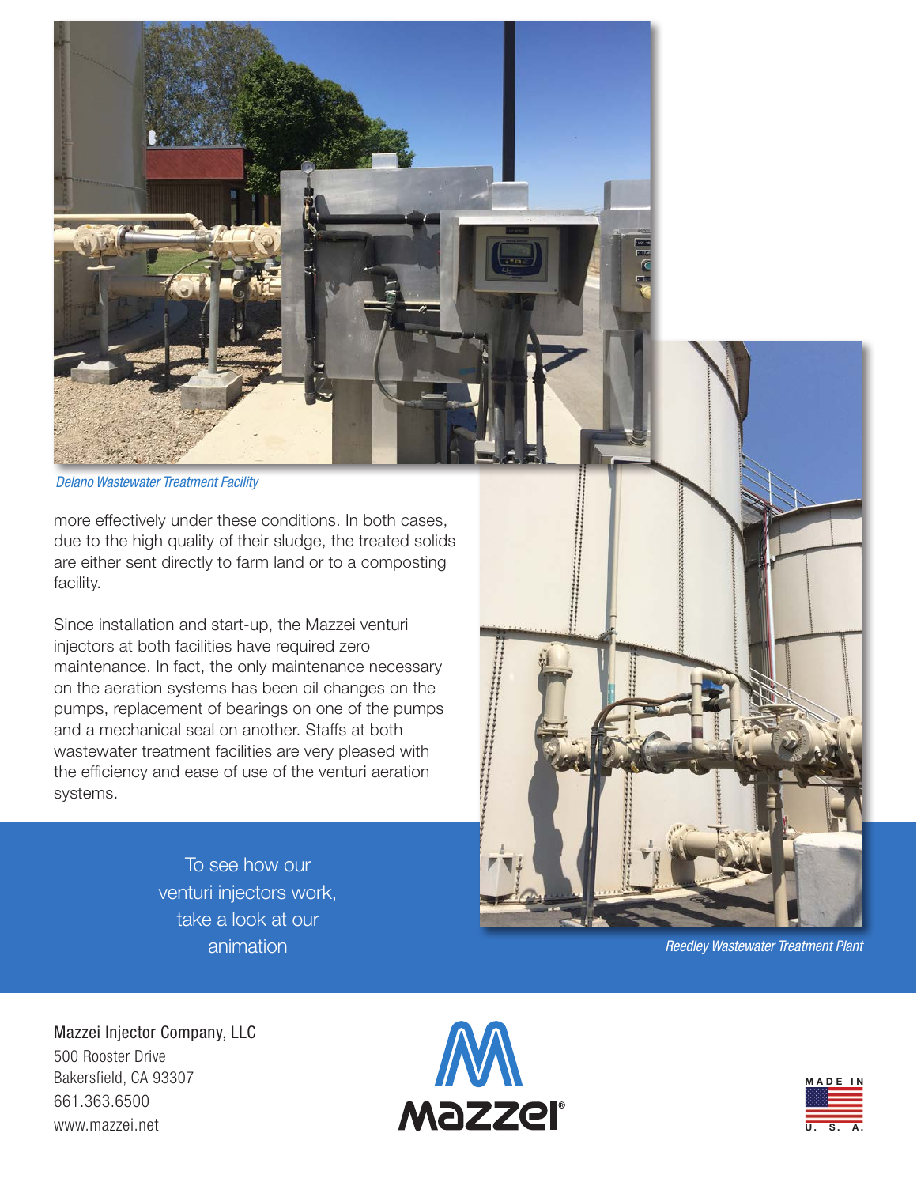*Delano Wastewater Treatment Facility*

more effectively under these conditions. In both cases, due to the high quality of their sludge, the treated solids are either sent directly to farm land or to a composting facility.

Since installation and start-up, the Mazzei venturi injectors at both facilities have required zero maintenance. In fact, the only maintenance necessary on the aeration systems has been oil changes on the pumps, replacement of bearings on one of the pumps and a mechanical seal on another. Staffs at both wastewater treatment facilities are very pleased with the efficiency and ease of use of the venturi aeration systems.

To see how our venturi injectors work, take a look at our animation

*Reedley Wastewater Treatment Plant*

Mazzei Injector Company, LLC
500 Rooster Drive
Bakersfield, CA 93307
661.363.6500
www.mazzei.net

Mazzei®

MADE IN U. S. A.